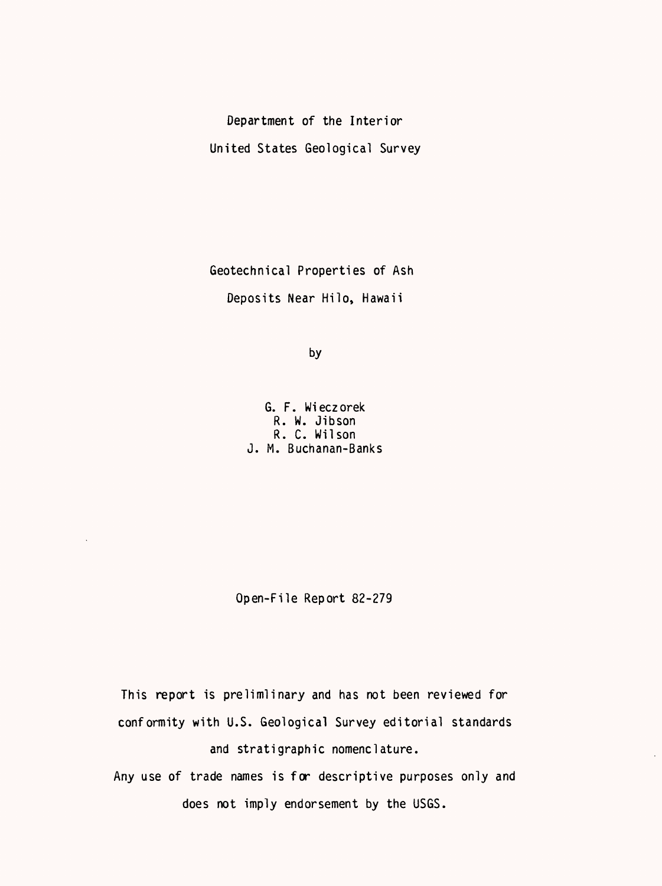Department of the Interior

United States Geological Survey

# Geotechnical Properties of Ash Deposits Near Hilo, Hawaii

by

G. F. Wieczorek
R. W. Jibson
R. C. Wilson
J. M. Buchanan-Banks

Open-File Report 82-279

This report is prelimlinary and has not been reviewed for conformity with U.S. Geological Survey editorial standards and stratigraphic nomenclature.

Any use of trade names is for descriptive purposes only and does not imply endorsement by the USGS.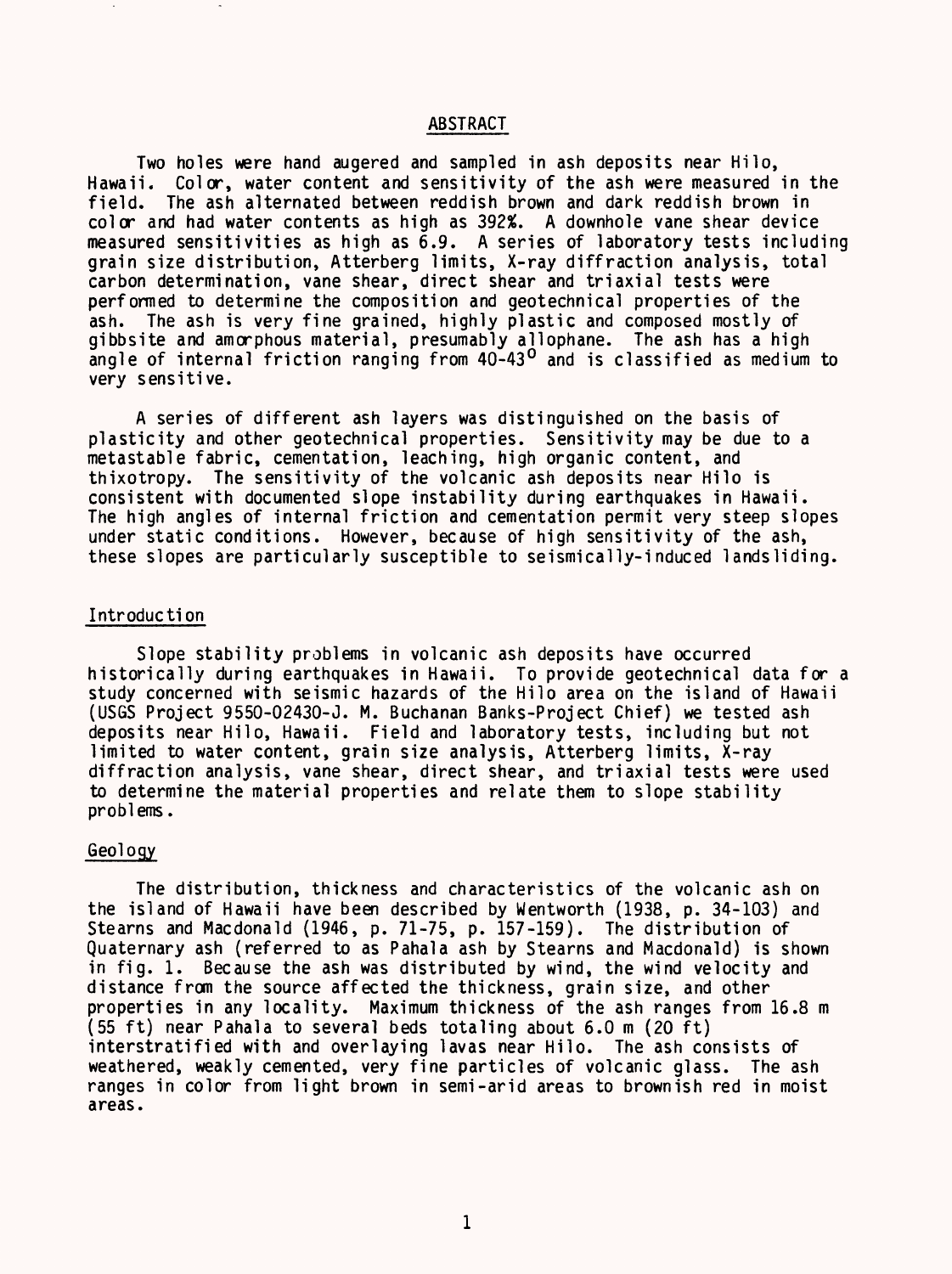## ABSTRACT

Two holes were hand augered and sampled in ash deposits near Hilo, Hawaii. Color, water content and sensitivity of the ash were measured in the field. The ash alternated between reddish brown and dark reddish brown in color and had water contents as high as 392%. A downhole vane shear device measured sensitivities as high as 6.9. A series of laboratory tests including grain size distribution, Atterberg limits, X-ray diffraction analysis, total carbon determination, vane shear, direct shear and triaxial tests were performed to determine the composition and geotechnical properties of the ash. The ash is very fine grained, highly plastic and composed mostly of gibbsite and amorphous material, presumably allophane. The ash has a high angle of internal friction ranging from 40-43$^{o}$ and is classified as medium to very sensitive.

A series of different ash layers was distinguished on the basis of plasticity and other geotechnical properties. Sensitivity may be due to a metastable fabric, cementation, leaching, high organic content, and thixotropy. The sensitivity of the volcanic ash deposits near Hilo is consistent with documented slope instability during earthquakes in Hawaii. The high angles of internal friction and cementation permit very steep slopes under static conditions. However, because of high sensitivity of the ash, these slopes are particularly susceptible to seismically-induced landsliding.

## Introduction

Slope stability problems in volcanic ash deposits have occurred historically during earthquakes in Hawaii. To provide geotechnical data for a study concerned with seismic hazards of the Hilo area on the island of Hawaii (USGS Project 9550-02430-J. M. Buchanan Banks-Project Chief) we tested ash deposits near Hilo, Hawaii. Field and laboratory tests, including but not limited to water content, grain size analysis, Atterberg limits, X-ray diffraction analysis, vane shear, direct shear, and triaxial tests were used to determine the material properties and relate them to slope stability problems.

## Geology

The distribution, thickness and characteristics of the volcanic ash on the island of Hawaii have been described by Wentworth (1938, p. 34-103) and Stearns and Macdonald (1946, p. 71-75, p. 157-159). The distribution of Quaternary ash (referred to as Pahala ash by Stearns and Macdonald) is shown in fig. 1. Because the ash was distributed by wind, the wind velocity and distance from the source affected the thickness, grain size, and other properties in any locality. Maximum thickness of the ash ranges from 16.8 m (55 ft) near Pahala to several beds totaling about 6.0 m (20 ft) interstratified with and overlaying lavas near Hilo. The ash consists of weathered, weakly cemented, very fine particles of volcanic glass. The ash ranges in color from light brown in semi-arid areas to brownish red in moist areas.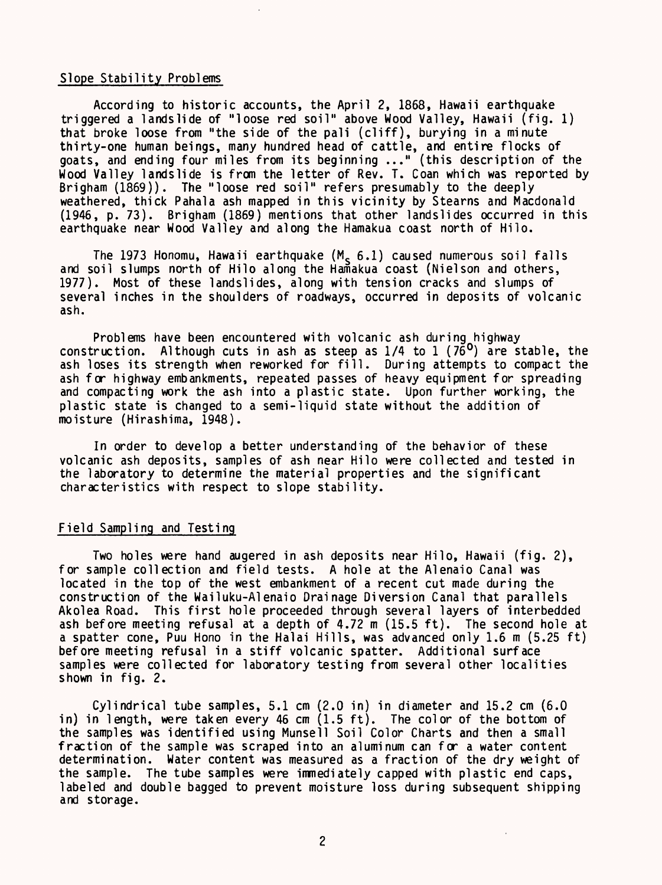## Slope Stability Problems

According to historic accounts, the April 2, 1868, Hawaii earthquake triggered a landslide of "loose red soil" above Wood Valley, Hawaii (fig. 1) that broke loose from "the side of the pali (cliff), burying in a minute thirty-one human beings, many hundred head of cattle, and entire flocks of goats, and ending four miles from its beginning ..." (this description of the Wood Valley landslide is from the letter of Rev. T. Coan which was reported by Brigham (1869)). The "loose red soil" refers presumably to the deeply weathered, thick Pahala ash mapped in this vicinity by Stearns and Macdonald (1946, p. 73). Brigham (1869) mentions that other landslides occurred in this earthquake near Wood Valley and along the Hamakua coast north of Hilo.

The 1973 Honomu, Hawaii earthquake ($M_s$ 6.1) caused numerous soil falls and soil slumps north of Hilo along the Hamakua coast (Nielson and others, 1977). Most of these landslides, along with tension cracks and slumps of several inches in the shoulders of roadways, occurred in deposits of volcanic ash.

Problems have been encountered with volcanic ash during highway construction. Although cuts in ash as steep as 1/4 to 1 (76°) are stable, the ash loses its strength when reworked for fill. During attempts to compact the ash for highway embankments, repeated passes of heavy equipment for spreading and compacting work the ash into a plastic state. Upon further working, the plastic state is changed to a semi-liquid state without the addition of moisture (Hirashima, 1948).

In order to develop a better understanding of the behavior of these volcanic ash deposits, samples of ash near Hilo were collected and tested in the laboratory to determine the material properties and the significant characteristics with respect to slope stability.

## Field Sampling and Testing

Two holes were hand augered in ash deposits near Hilo, Hawaii (fig. 2), for sample collection and field tests. A hole at the Alenaio Canal was located in the top of the west embankment of a recent cut made during the construction of the Wailuku-Alenaio Drainage Diversion Canal that parallels Akolea Road. This first hole proceeded through several layers of interbedded ash before meeting refusal at a depth of 4.72 m (15.5 ft). The second hole at a spatter cone, Puu Hono in the Halai Hills, was advanced only 1.6 m (5.25 ft) before meeting refusal in a stiff volcanic spatter. Additional surface samples were collected for laboratory testing from several other localities shown in fig. 2.

Cylindrical tube samples, 5.1 cm (2.0 in) in diameter and 15.2 cm (6.0 in) in length, were taken every 46 cm (1.5 ft). The color of the bottom of the samples was identified using Munsell Soil Color Charts and then a small fraction of the sample was scraped into an aluminum can for a water content determination. Water content was measured as a fraction of the dry weight of the sample. The tube samples were immediately capped with plastic end caps, labeled and double bagged to prevent moisture loss during subsequent shipping and storage.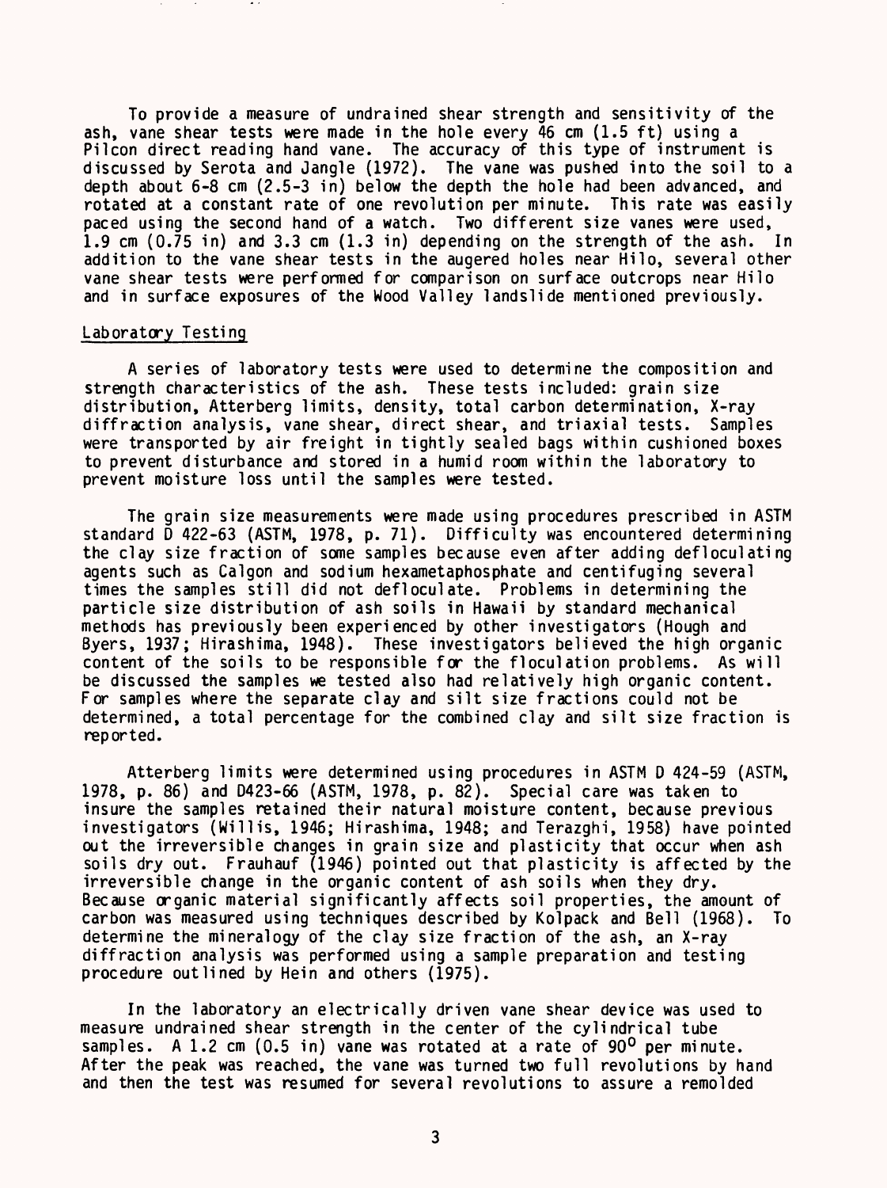To provide a measure of undrained shear strength and sensitivity of the ash, vane shear tests were made in the hole every 46 cm (1.5 ft) using a Pilcon direct reading hand vane. The accuracy of this type of instrument is discussed by Serota and Jangle (1972). The vane was pushed into the soil to a depth about 6-8 cm (2.5-3 in) below the depth the hole had been advanced, and rotated at a constant rate of one revolution per minute. This rate was easily paced using the second hand of a watch. Two different size vanes were used, 1.9 cm (0.75 in) and 3.3 cm (1.3 in) depending on the strength of the ash. In addition to the vane shear tests in the augered holes near Hilo, several other vane shear tests were performed for comparison on surface outcrops near Hilo and in surface exposures of the Wood Valley landslide mentioned previously.

## Laboratory Testing

A series of laboratory tests were used to determine the composition and strength characteristics of the ash. These tests included: grain size distribution, Atterberg limits, density, total carbon determination, X-ray diffraction analysis, vane shear, direct shear, and triaxial tests. Samples were transported by air freight in tightly sealed bags within cushioned boxes to prevent disturbance and stored in a humid room within the laboratory to prevent moisture loss until the samples were tested.

The grain size measurements were made using procedures prescribed in ASTM standard D 422-63 (ASTM, 1978, p. 71). Difficulty was encountered determining the clay size fraction of some samples because even after adding deflocculating agents such as Calgon and sodium hexametaphosphate and centifuging several times the samples still did not deflocculate. Problems in determining the particle size distribution of ash soils in Hawaii by standard mechanical methods has previously been experienced by other investigators (Hough and Byers, 1937; Hirashima, 1948). These investigators believed the high organic content of the soils to be responsible for the floculation problems. As will be discussed the samples we tested also had relatively high organic content. For samples where the separate clay and silt size fractions could not be determined, a total percentage for the combined clay and silt size fraction is reported.

Atterberg limits were determined using procedures in ASTM D 424-59 (ASTM, 1978, p. 86) and D423-66 (ASTM, 1978, p. 82). Special care was taken to insure the samples retained their natural moisture content, because previous investigators (Willis, 1946; Hirashima, 1948; and Terazghi, 1958) have pointed out the irreversible changes in grain size and plasticity that occur when ash soils dry out. Frauhauf (1946) pointed out that plasticity is affected by the irreversible change in the organic content of ash soils when they dry. Because organic material significantly affects soil properties, the amount of carbon was measured using techniques described by Kolpack and Bell (1968). To determine the mineralogy of the clay size fraction of the ash, an X-ray diffraction analysis was performed using a sample preparation and testing procedure outlined by Hein and others (1975).

In the laboratory an electrically driven vane shear device was used to measure undrained shear strength in the center of the cylindrical tube samples. A 1.2 cm (0.5 in) vane was rotated at a rate of $90^{\circ}$ per minute. After the peak was reached, the vane was turned two full revolutions by hand and then the test was resumed for several revolutions to assure a remolded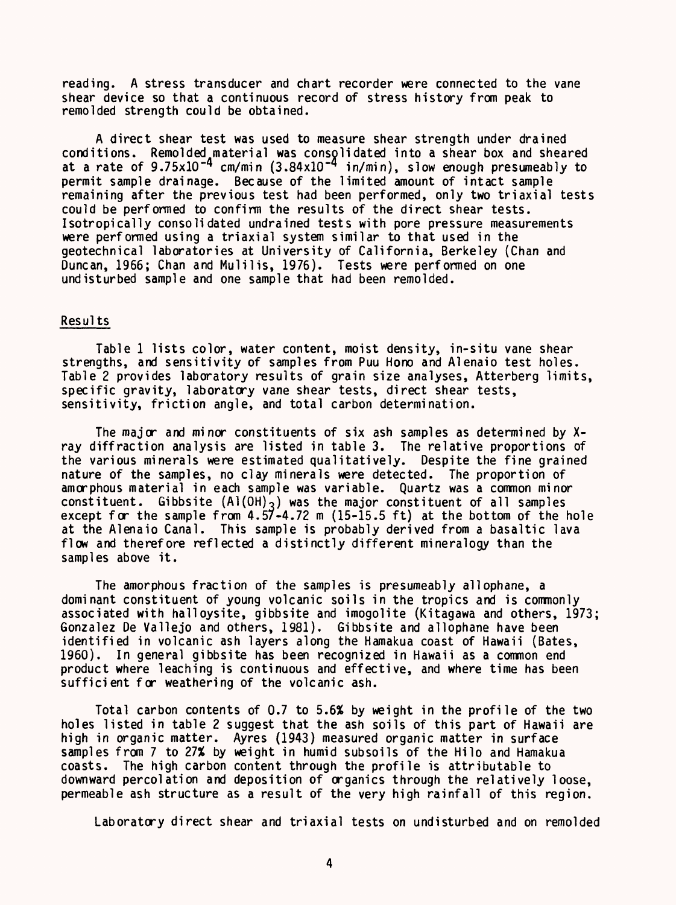reading. A stress transducer and chart recorder were connected to the vane shear device so that a continuous record of stress history from peak to remolded strength could be obtained.

A direct shear test was used to measure shear strength under drained conditions. Remolded material was consolidated into a shear box and sheared at a rate of $9.75 \times 10^{-4}$ cm/min ($3.84 \times 10^{-4}$ in/min), slow enough presumeably to permit sample drainage. Because of the limited amount of intact sample remaining after the previous test had been performed, only two triaxial tests could be performed to confirm the results of the direct shear tests. Isotropically consolidated undrained tests with pore pressure measurements were performed using a triaxial system similar to that used in the geotechnical laboratories at University of California, Berkeley (Chan and Duncan, 1966; Chan and Mulilis, 1976). Tests were performed on one undisturbed sample and one sample that had been remolded.

## Results

Table 1 lists color, water content, moist density, in-situ vane shear strengths, and sensitivity of samples from Puu Hono and Alenaio test holes. Table 2 provides laboratory results of grain size analyses, Atterberg limits, specific gravity, laboratory vane shear tests, direct shear tests, sensitivity, friction angle, and total carbon determination.

The major and minor constituents of six ash samples as determined by X-ray diffraction analysis are listed in table 3. The relative proportions of the various minerals were estimated qualitatively. Despite the fine grained nature of the samples, no clay minerals were detected. The proportion of amorphous material in each sample was variable. Quartz was a common minor constituent. Gibbsite ($Al(OH)_3$) was the major constituent of all samples except for the sample from 4.57-4.72 m (15-15.5 ft) at the bottom of the hole at the Alenaio Canal. This sample is probably derived from a basaltic lava flow and therefore reflected a distinctly different mineralogy than the samples above it.

The amorphous fraction of the samples is presumeably allophane, a dominant constituent of young volcanic soils in the tropics and is commonly associated with halloysite, gibbsite and imogolite (Kitagawa and others, 1973; Gonzalez De Vallejo and others, 1981). Gibbsite and allophane have been identified in volcanic ash layers along the Hamakua coast of Hawaii (Bates, 1960). In general gibbsite has been recognized in Hawaii as a common end product where leaching is continuous and effective, and where time has been sufficient for weathering of the volcanic ash.

Total carbon contents of 0.7 to 5.6% by weight in the profile of the two holes listed in table 2 suggest that the ash soils of this part of Hawaii are high in organic matter. Ayres (1943) measured organic matter in surface samples from 7 to 27% by weight in humid subsoils of the Hilo and Hamakua coasts. The high carbon content through the profile is attributable to downward percolation and deposition of organics through the relatively loose, permeable ash structure as a result of the very high rainfall of this region.

Laboratory direct shear and triaxial tests on undisturbed and on remolded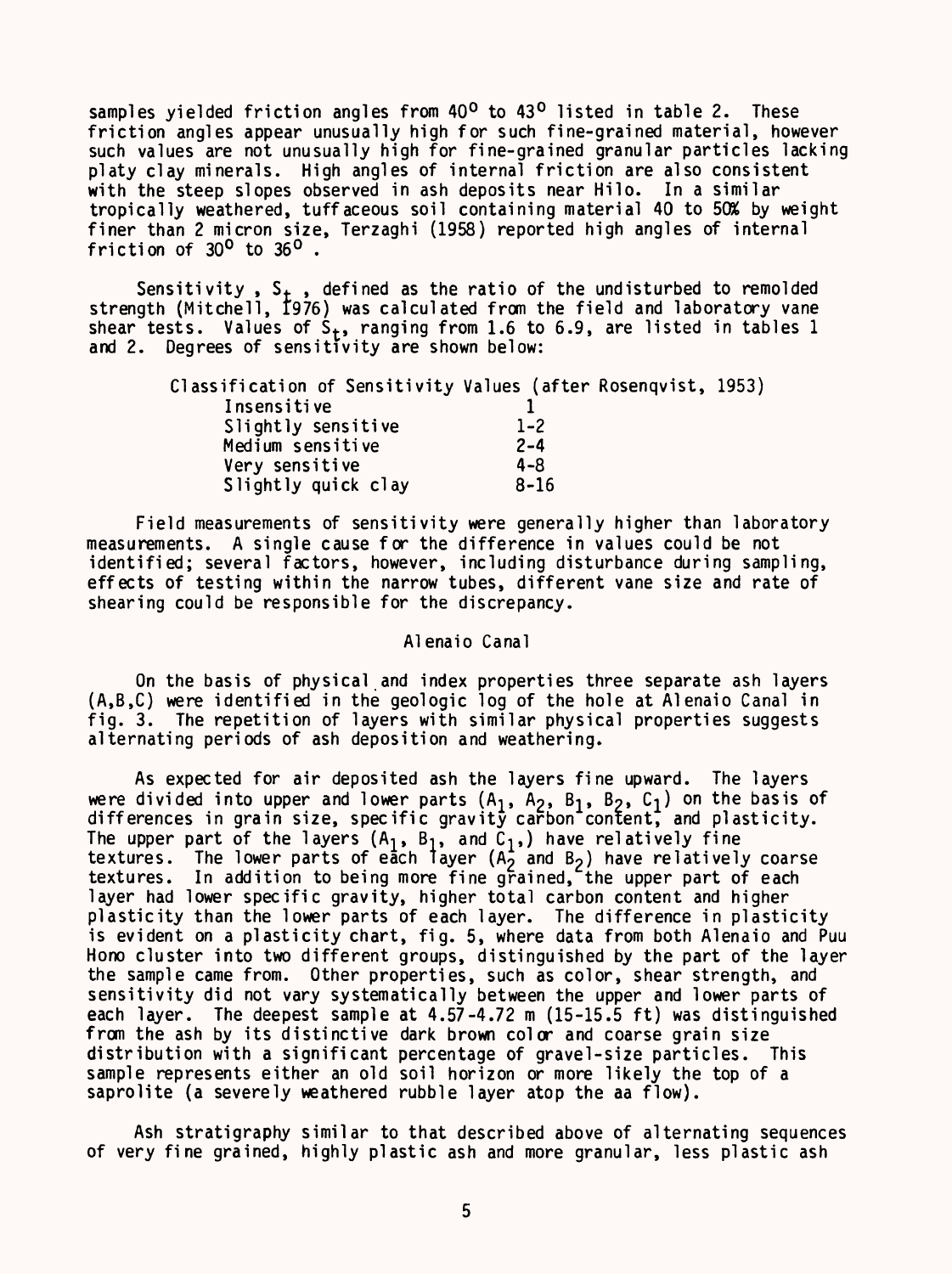samples yielded friction angles from 40° to 43° listed in table 2. These friction angles appear unusually high for such fine-grained material, however such values are not unusually high for fine-grained granular particles lacking platy clay minerals. High angles of internal friction are also consistent with the steep slopes observed in ash deposits near Hilo. In a similar tropically weathered, tuffaceous soil containing material 40 to 50% by weight finer than 2 micron size, Terzaghi (1958) reported high angles of internal friction of 30° to 36°.

Sensitivity, $S_t$, defined as the ratio of the undisturbed to remolded strength (Mitchell, 1976) was calculated from the field and laboratory vane shear tests. Values of $S_t$, ranging from 1.6 to 6.9, are listed in tables 1 and 2. Degrees of sensitivity are shown below:

Classification of Sensitivity Values (after Rosenqvist, 1953)

| | |
|---|---|
| Insensitive | 1 |
| Slightly sensitive | 1-2 |
| Medium sensitive | 2-4 |
| Very sensitive | 4-8 |
| Slightly quick clay | 8-16 |

Field measurements of sensitivity were generally higher than laboratory measurements. A single cause for the difference in values could be not identified; several factors, however, including disturbance during sampling, effects of testing within the narrow tubes, different vane size and rate of shearing could be responsible for the discrepancy.

## Alenaio Canal

On the basis of physical and index properties three separate ash layers (A,B,C) were identified in the geologic log of the hole at Alenaio Canal in fig. 3. The repetition of layers with similar physical properties suggests alternating periods of ash deposition and weathering.

As expected for air deposited ash the layers fine upward. The layers were divided into upper and lower parts ($A_1$, $A_2$, $B_1$, $B_2$, $C_1$) on the basis of differences in grain size, specific gravity carbon content, and plasticity. The upper part of the layers ($A_1$, $B_1$, and $C_1$,) have relatively fine textures. The lower parts of each layer ($A_2$ and $B_2$) have relatively coarse textures. In addition to being more fine grained, the upper part of each layer had lower specific gravity, higher total carbon content and higher plasticity than the lower parts of each layer. The difference in plasticity is evident on a plasticity chart, fig. 5, where data from both Alenaio and Puu Hono cluster into two different groups, distinguished by the part of the layer the sample came from. Other properties, such as color, shear strength, and sensitivity did not vary systematically between the upper and lower parts of each layer. The deepest sample at 4.57-4.72 m (15-15.5 ft) was distinguished from the ash by its distinctive dark brown color and coarse grain size distribution with a significant percentage of gravel-size particles. This sample represents either an old soil horizon or more likely the top of a saprolite (a severely weathered rubble layer atop the aa flow).

Ash stratigraphy similar to that described above of alternating sequences of very fine grained, highly plastic ash and more granular, less plastic ash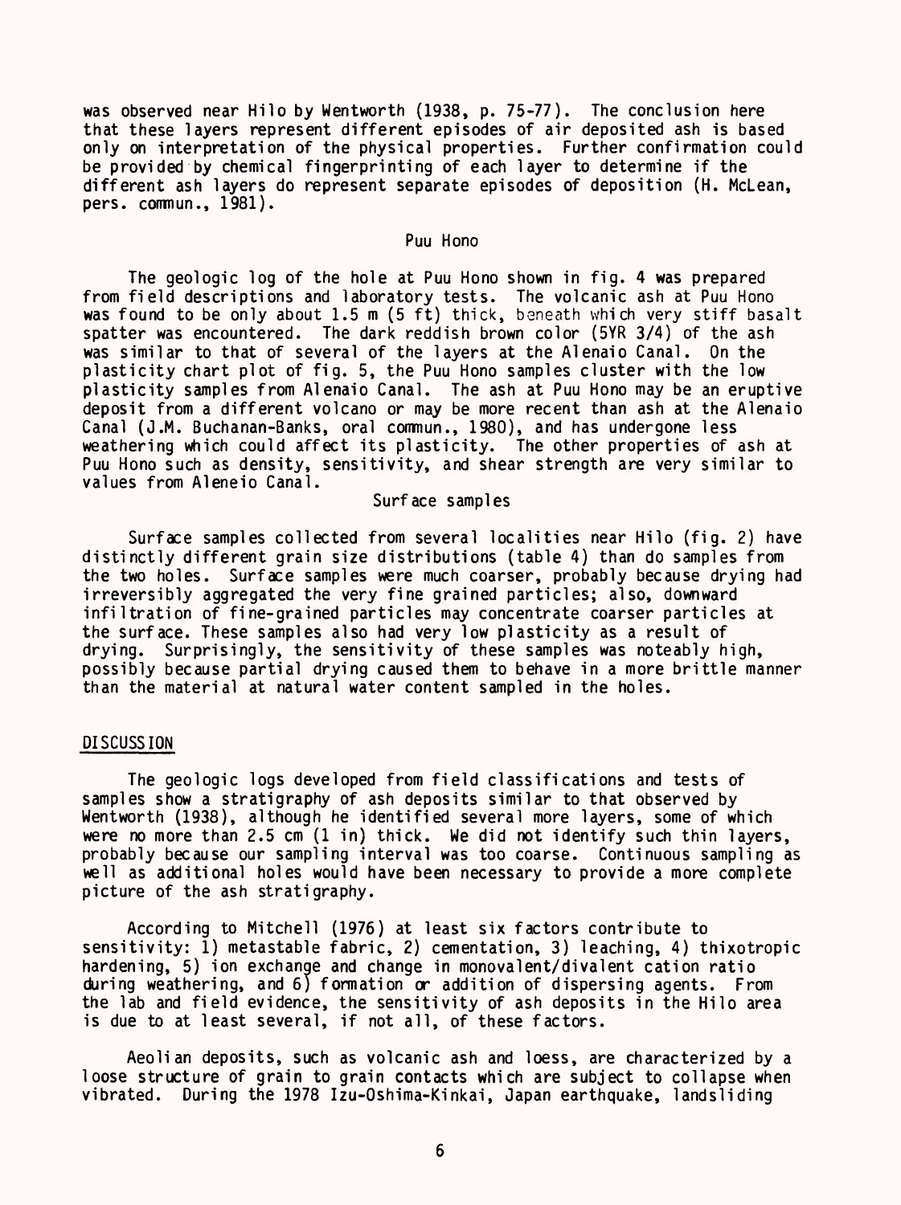was observed near Hilo by Wentworth (1938, p. 75-77). The conclusion here that these layers represent different episodes of air deposited ash is based only on interpretation of the physical properties. Further confirmation could be provided by chemical fingerprinting of each layer to determine if the different ash layers do represent separate episodes of deposition (H. McLean, pers. commun., 1981).

### Puu Hono

The geologic log of the hole at Puu Hono shown in fig. 4 was prepared from field descriptions and laboratory tests. The volcanic ash at Puu Hono was found to be only about 1.5 m (5 ft) thick, beneath which very stiff basalt spatter was encountered. The dark reddish brown color (5YR 3/4) of the ash was similar to that of several of the layers at the Alenaio Canal. On the plasticity chart plot of fig. 5, the Puu Hono samples cluster with the low plasticity samples from Alenaio Canal. The ash at Puu Hono may be an eruptive deposit from a different volcano or may be more recent than ash at the Alenaio Canal (J.M. Buchanan-Banks, oral commun., 1980), and has undergone less weathering which could affect its plasticity. The other properties of ash at Puu Hono such as density, sensitivity, and shear strength are very similar to values from Aleneio Canal.

### Surface samples

Surface samples collected from several localities near Hilo (fig. 2) have distinctly different grain size distributions (table 4) than do samples from the two holes. Surface samples were much coarser, probably because drying had irreversibly aggregated the very fine grained particles; also, downward infiltration of fine-grained particles may concentrate coarser particles at the surface. These samples also had very low plasticity as a result of drying. Surprisingly, the sensitivity of these samples was noteably high, possibly because partial drying caused them to behave in a more brittle manner than the material at natural water content sampled in the holes.

## DISCUSSION

The geologic logs developed from field classifications and tests of samples show a stratigraphy of ash deposits similar to that observed by Wentworth (1938), although he identified several more layers, some of which were no more than 2.5 cm (1 in) thick. We did not identify such thin layers, probably because our sampling interval was too coarse. Continuous sampling as well as additional holes would have been necessary to provide a more complete picture of the ash stratigraphy.

According to Mitchell (1976) at least six factors contribute to sensitivity: 1) metastable fabric, 2) cementation, 3) leaching, 4) thixotropic hardening, 5) ion exchange and change in monovalent/divalent cation ratio during weathering, and 6) formation or addition of dispersing agents. From the lab and field evidence, the sensitivity of ash deposits in the Hilo area is due to at least several, if not all, of these factors.

Aeolian deposits, such as volcanic ash and loess, are characterized by a loose structure of grain to grain contacts which are subject to collapse when vibrated. During the 1978 Izu-Oshima-Kinkai, Japan earthquake, landsliding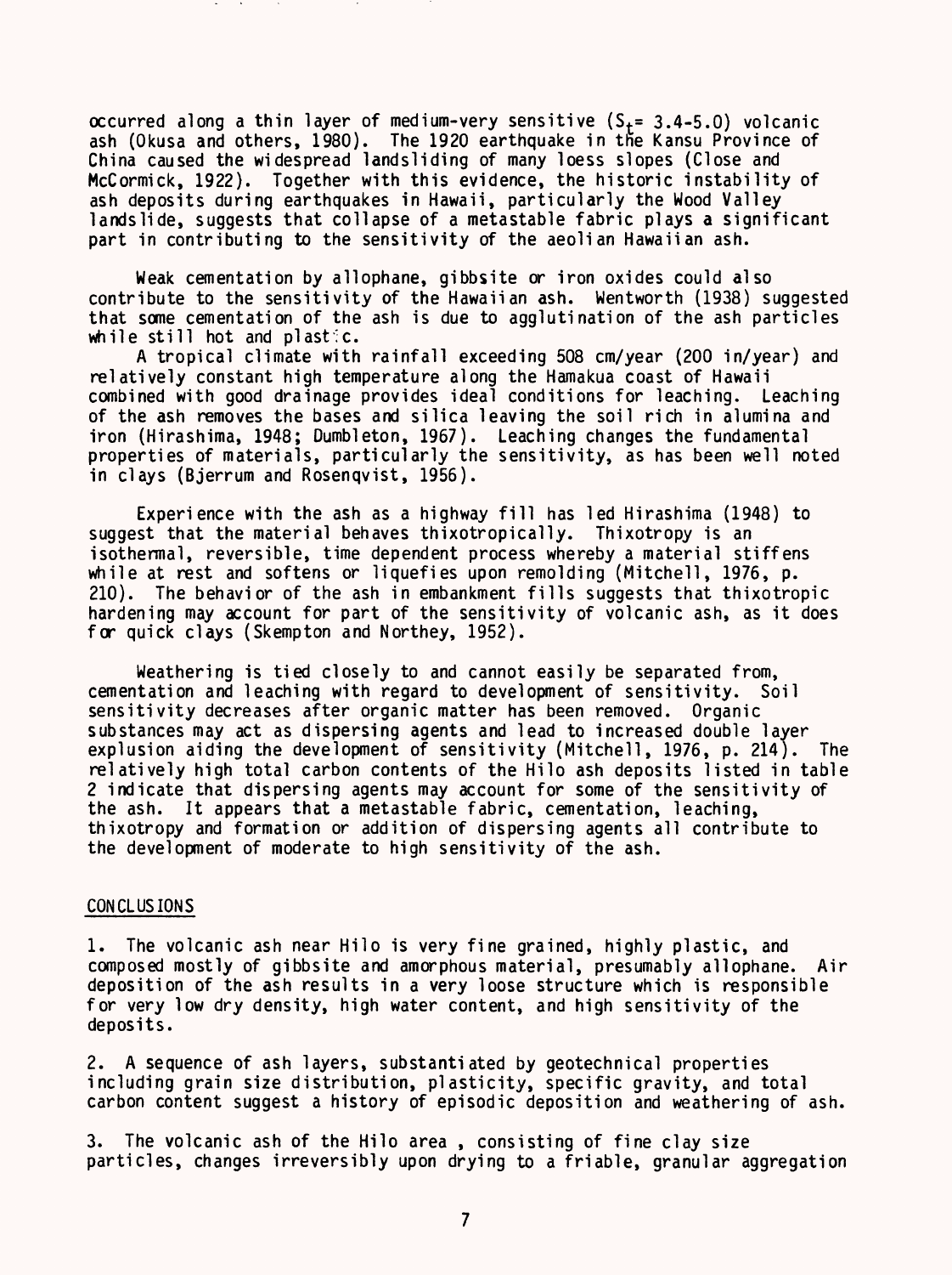occurred along a thin layer of medium-very sensitive ($S_t$= 3.4-5.0) volcanic ash (Okusa and others, 1980). The 1920 earthquake in the Kansu Province of China caused the widespread landsliding of many loess slopes (Close and McCormick, 1922). Together with this evidence, the historic instability of ash deposits during earthquakes in Hawaii, particularly the Wood Valley landslide, suggests that collapse of a metastable fabric plays a significant part in contributing to the sensitivity of the aeolian Hawaiian ash.

Weak cementation by allophane, gibbsite or iron oxides could also contribute to the sensitivity of the Hawaiian ash. Wentworth (1938) suggested that some cementation of the ash is due to agglutination of the ash particles while still hot and plastic.

A tropical climate with rainfall exceeding 508 cm/year (200 in/year) and relatively constant high temperature along the Hamakua coast of Hawaii combined with good drainage provides ideal conditions for leaching. Leaching of the ash removes the bases and silica leaving the soil rich in alumina and iron (Hirashima, 1948; Dumbleton, 1967). Leaching changes the fundamental properties of materials, particularly the sensitivity, as has been well noted in clays (Bjerrum and Rosenqvist, 1956).

Experience with the ash as a highway fill has led Hirashima (1948) to suggest that the material behaves thixotropically. Thixotropy is an isothermal, reversible, time dependent process whereby a material stiffens while at rest and softens or liquefies upon remolding (Mitchell, 1976, p. 210). The behavior of the ash in embankment fills suggests that thixotropic hardening may account for part of the sensitivity of volcanic ash, as it does for quick clays (Skempton and Northey, 1952).

Weathering is tied closely to and cannot easily be separated from, cementation and leaching with regard to development of sensitivity. Soil sensitivity decreases after organic matter has been removed. Organic substances may act as dispersing agents and lead to increased double layer explusion aiding the development of sensitivity (Mitchell, 1976, p. 214). The relatively high total carbon contents of the Hilo ash deposits listed in table 2 indicate that dispersing agents may account for some of the sensitivity of the ash. It appears that a metastable fabric, cementation, leaching, thixotropy and formation or addition of dispersing agents all contribute to the development of moderate to high sensitivity of the ash.

## CONCLUSIONS

1. The volcanic ash near Hilo is very fine grained, highly plastic, and composed mostly of gibbsite and amorphous material, presumably allophane. Air deposition of the ash results in a very loose structure which is responsible for very low dry density, high water content, and high sensitivity of the deposits.

2. A sequence of ash layers, substantiated by geotechnical properties including grain size distribution, plasticity, specific gravity, and total carbon content suggest a history of episodic deposition and weathering of ash.

3. The volcanic ash of the Hilo area , consisting of fine clay size particles, changes irreversibly upon drying to a friable, granular aggregation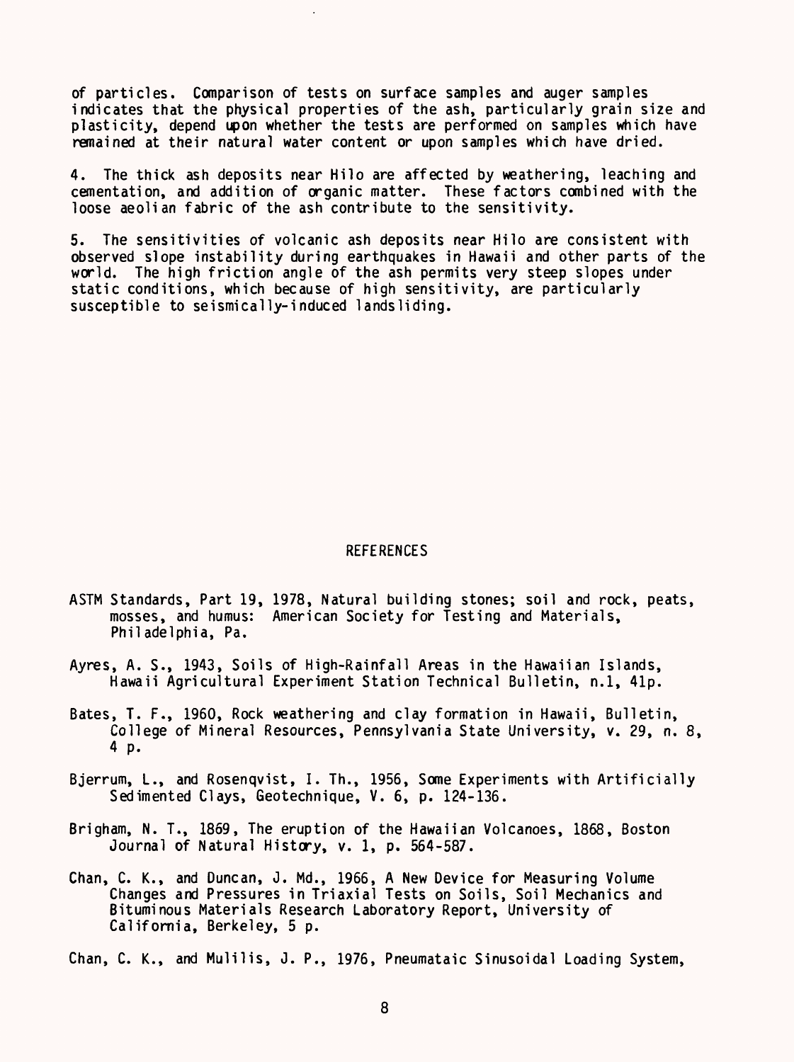of particles. Comparison of tests on surface samples and auger samples indicates that the physical properties of the ash, particularly grain size and plasticity, depend upon whether the tests are performed on samples which have remained at their natural water content or upon samples which have dried.

4. The thick ash deposits near Hilo are affected by weathering, leaching and cementation, and addition of organic matter. These factors combined with the loose aeolian fabric of the ash contribute to the sensitivity.

5. The sensitivities of volcanic ash deposits near Hilo are consistent with observed slope instability during earthquakes in Hawaii and other parts of the world. The high friction angle of the ash permits very steep slopes under static conditions, which because of high sensitivity, are particularly susceptible to seismically-induced landsliding.

## REFERENCES

ASTM Standards, Part 19, 1978, Natural building stones; soil and rock, peats, mosses, and humus: American Society for Testing and Materials, Philadelphia, Pa.

Ayres, A. S., 1943, Soils of High-Rainfall Areas in the Hawaiian Islands, Hawaii Agricultural Experiment Station Technical Bulletin, n.1, 41p.

Bates, T. F., 1960, Rock weathering and clay formation in Hawaii, Bulletin, College of Mineral Resources, Pennsylvania State University, v. 29, n. 8, 4 p.

Bjerrum, L., and Rosenqvist, I. Th., 1956, Some Experiments with Artificially Sedimented Clays, Geotechnique, V. 6, p. 124-136.

Brigham, N. T., 1869, The eruption of the Hawaiian Volcanoes, 1868, Boston Journal of Natural History, v. 1, p. 564-587.

Chan, C. K., and Duncan, J. Md., 1966, A New Device for Measuring Volume Changes and Pressures in Triaxial Tests on Soils, Soil Mechanics and Bituminous Materials Research Laboratory Report, University of California, Berkeley, 5 p.

Chan, C. K., and Mulilis, J. P., 1976, Pneumataic Sinusoidal Loading System,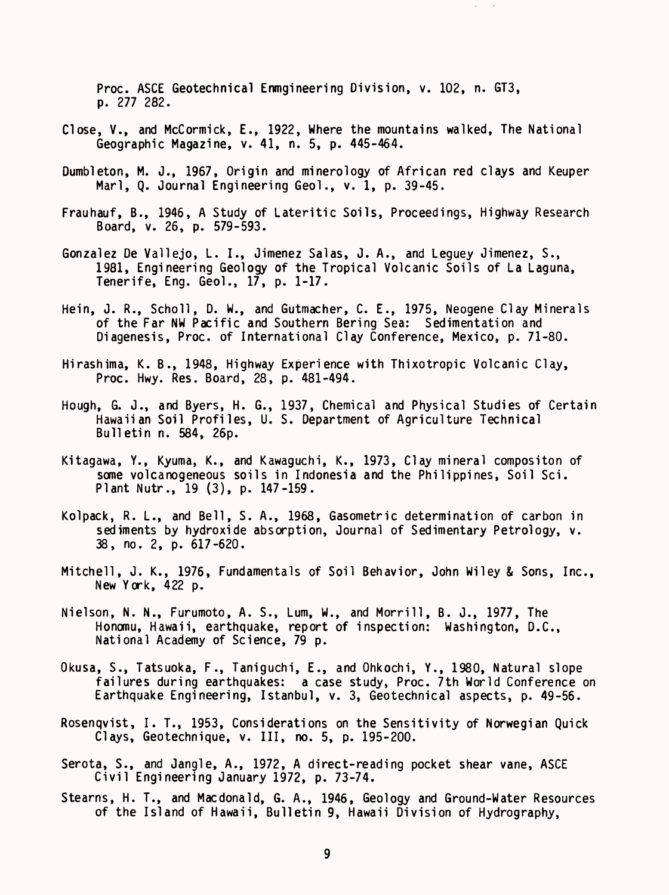Proc. ASCE Geotechnical Enmgineering Division, v. 102, n. GT3, p. 277 282.

Close, V., and McCormick, E., 1922, Where the mountains walked, The National Geographic Magazine, v. 41, n. 5, p. 445-464.

Dumbleton, M. J., 1967, Origin and minerology of African red clays and Keuper Marl, Q. Journal Engineering Geol., v. 1, p. 39-45.

Frauhauf, B., 1946, A Study of Lateritic Soils, Proceedings, Highway Research Board, v. 26, p. 579-593.

Gonzalez De Vallejo, L. I., Jimenez Salas, J. A., and Leguey Jimenez, S., 1981, Engineering Geology of the Tropical Volcanic Soils of La Laguna, Tenerife, Eng. Geol., 17, p. 1-17.

Hein, J. R., Scholl, D. W., and Gutmacher, C. E., 1975, Neogene Clay Minerals of the Far NW Pacific and Southern Bering Sea: Sedimentation and Diagenesis, Proc. of International Clay Conference, Mexico, p. 71-80.

Hirashima, K. B., 1948, Highway Experience with Thixotropic Volcanic Clay, Proc. Hwy. Res. Board, 28, p. 481-494.

Hough, G. J., and Byers, H. G., 1937, Chemical and Physical Studies of Certain Hawaiian Soil Profiles, U. S. Department of Agriculture Technical Bulletin n. 584, 26p.

Kitagawa, Y., Kyuma, K., and Kawaguchi, K., 1973, Clay mineral compositon of some volcanogeneous soils in Indonesia and the Philippines, Soil Sci. Plant Nutr., 19 (3), p. 147-159.

Kolpack, R. L., and Bell, S. A., 1968, Gasometric determination of carbon in sediments by hydroxide absorption, Journal of Sedimentary Petrology, v. 38, no. 2, p. 617-620.

Mitchell, J. K., 1976, Fundamentals of Soil Behavior, John Wiley & Sons, Inc., New York, 422 p.

Nielson, N. N., Furumoto, A. S., Lum, W., and Morrill, B. J., 1977, The Honomu, Hawaii, earthquake, report of inspection: Washington, D.C., National Academy of Science, 79 p.

Okusa, S., Tatsuoka, F., Taniguchi, E., and Ohkochi, Y., 1980, Natural slope failures during earthquakes: a case study, Proc. 7th World Conference on Earthquake Engineering, Istanbul, v. 3, Geotechnical aspects, p. 49-56.

Rosenqvist, I. T., 1953, Considerations on the Sensitivity of Norwegian Quick Clays, Geotechnique, v. III, no. 5, p. 195-200.

Serota, S., and Jangle, A., 1972, A direct-reading pocket shear vane, ASCE Civil Engineering January 1972, p. 73-74.

Stearns, H. T., and Macdonald, G. A., 1946, Geology and Ground-Water Resources of the Island of Hawaii, Bulletin 9, Hawaii Division of Hydrography,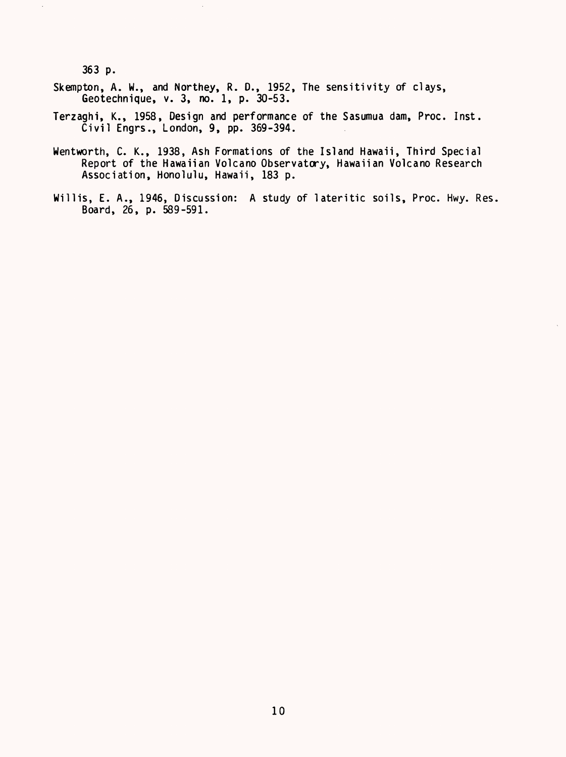363 p.

Skempton, A. W., and Northey, R. D., 1952, The sensitivity of clays, Geotechnique, v. 3, no. 1, p. 30-53.

Terzaghi, K., 1958, Design and performance of the Sasumua dam, Proc. Inst. Civil Engrs., London, 9, pp. 369-394.

Wentworth, C. K., 1938, Ash Formations of the Island Hawaii, Third Special Report of the Hawaiian Volcano Observatory, Hawaiian Volcano Research Association, Honolulu, Hawaii, 183 p.

Willis, E. A., 1946, Discussion: A study of lateritic soils, Proc. Hwy. Res. Board, 26, p. 589-591.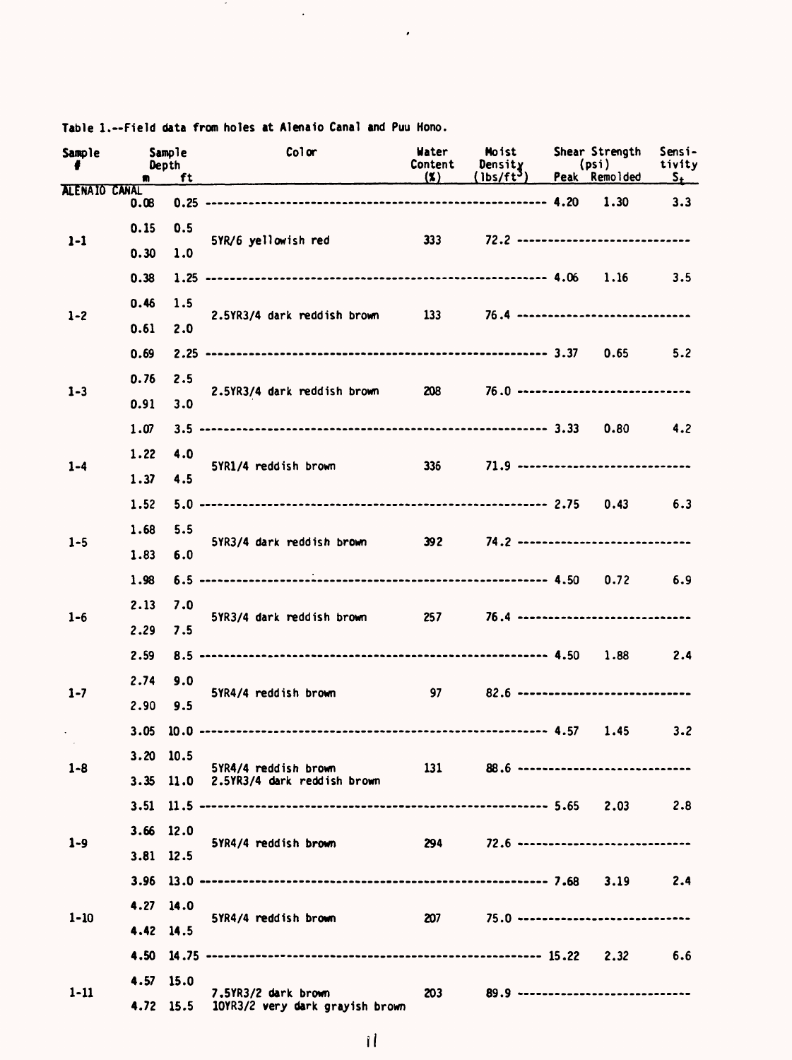Table 1.--Field data from holes at Alenaio Canal and Puu Hono.

| Sample # | Sample Depth m | Sample Depth ft | Color | Water Content (%) | Moist Density (lbs/ft$^3$) | Shear Strength (psi) Peak | Shear Strength (psi) Remolded | Sensitivity $S_t$ |
|---|---|---|---|---|---|---|---|---|
| ALENAIO CANAL | | | | | | | | |
| | 0.08 | 0.25 | | | | 4.20 | 1.30 | 3.3 |
| 1-1 | 0.15 | 0.5 | 5YR/6 yellowish red | 333 | 72.2 | | | |
| | 0.30 | 1.0 | | | | | | |
| | 0.38 | 1.25 | | | | 4.06 | 1.16 | 3.5 |
| 1-2 | 0.46 | 1.5 | 2.5YR3/4 dark reddish brown | 133 | 76.4 | | | |
| | 0.61 | 2.0 | | | | | | |
| | 0.69 | 2.25 | | | | 3.37 | 0.65 | 5.2 |
| 1-3 | 0.76 | 2.5 | 2.5YR3/4 dark reddish brown | 208 | 76.0 | | | |
| | 0.91 | 3.0 | | | | | | |
| | 1.07 | 3.5 | | | | 3.33 | 0.80 | 4.2 |
| 1-4 | 1.22 | 4.0 | 5YR1/4 reddish brown | 336 | 71.9 | | | |
| | 1.37 | 4.5 | | | | | | |
| | 1.52 | 5.0 | | | | 2.75 | 0.43 | 6.3 |
| 1-5 | 1.68 | 5.5 | 5YR3/4 dark reddish brown | 392 | 74.2 | | | |
| | 1.83 | 6.0 | | | | | | |
| | 1.98 | 6.5 | | | | 4.50 | 0.72 | 6.9 |
| 1-6 | 2.13 | 7.0 | 5YR3/4 dark reddish brown | 257 | 76.4 | | | |
| | 2.29 | 7.5 | | | | | | |
| | 2.59 | 8.5 | | | | 4.50 | 1.88 | 2.4 |
| 1-7 | 2.74 | 9.0 | 5YR4/4 reddish brown | 97 | 82.6 | | | |
| | 2.90 | 9.5 | | | | | | |
| | 3.05 | 10.0 | | | | 4.57 | 1.45 | 3.2 |
| 1-8 | 3.20 | 10.5 | 5YR4/4 reddish brown | 131 | 88.6 | | | |
| | 3.35 | 11.0 | 2.5YR3/4 dark reddish brown | | | | | |
| | 3.51 | 11.5 | | | | 5.65 | 2.03 | 2.8 |
| 1-9 | 3.66 | 12.0 | 5YR4/4 reddish brown | 294 | 72.6 | | | |
| | 3.81 | 12.5 | | | | | | |
| | 3.96 | 13.0 | | | | 7.68 | 3.19 | 2.4 |
| 1-10 | 4.27 | 14.0 | 5YR4/4 reddish brown | 207 | 75.0 | | | |
| | 4.42 | 14.5 | | | | | | |
| | 4.50 | 14.75 | | | | 15.22 | 2.32 | 6.6 |
| 1-11 | 4.57 | 15.0 | 7.5YR3/2 dark brown | 203 | 89.9 | | | |
| | 4.72 | 15.5 | 10YR3/2 very dark grayish brown | | | | | |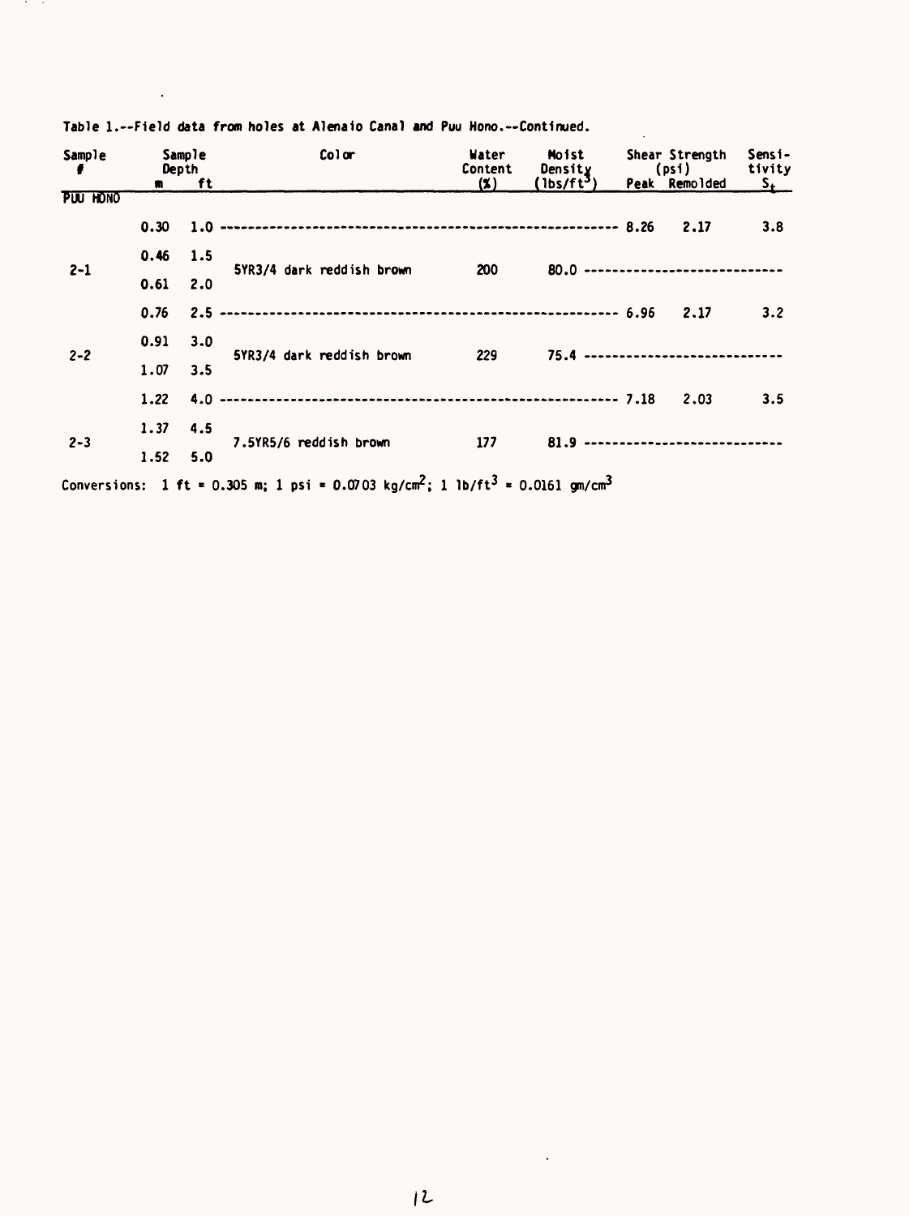Table 1.--Field data from holes at Alenaio Canal and Puu Hono.--Continued.

| Sample # | Sample Depth m | Sample Depth ft | Color | Water Content (%) | Moist Density (lbs/ft$^3$) | Shear Strength (psi) Peak | Shear Strength (psi) Remolded | Sensitivity $S_t$ |
|---|---|---|---|---|---|---|---|---|
| PUU HONO | | | | | | | | |
| | 0.30 | 1.0 | | | | 8.26 | 2.17 | 3.8 |
| 2-1 | 0.46 | 1.5 | 5YR3/4 dark reddish brown | 200 | 80.0 | | | |
| | 0.61 | 2.0 | | | | | | |
| | 0.76 | 2.5 | | | | 6.96 | 2.17 | 3.2 |
| 2-2 | 0.91 | 3.0 | 5YR3/4 dark reddish brown | 229 | 75.4 | | | |
| | 1.07 | 3.5 | | | | | | |
| | 1.22 | 4.0 | | | | 7.18 | 2.03 | 3.5 |
| 2-3 | 1.37 | 4.5 | 7.5YR5/6 reddish brown | 177 | 81.9 | | | |
| | 1.52 | 5.0 | | | | | | |

Conversions: 1 ft = 0.305 m; 1 psi = 0.0703 kg/cm$^2$; 1 lb/ft$^3$ = 0.0161 gm/cm$^3$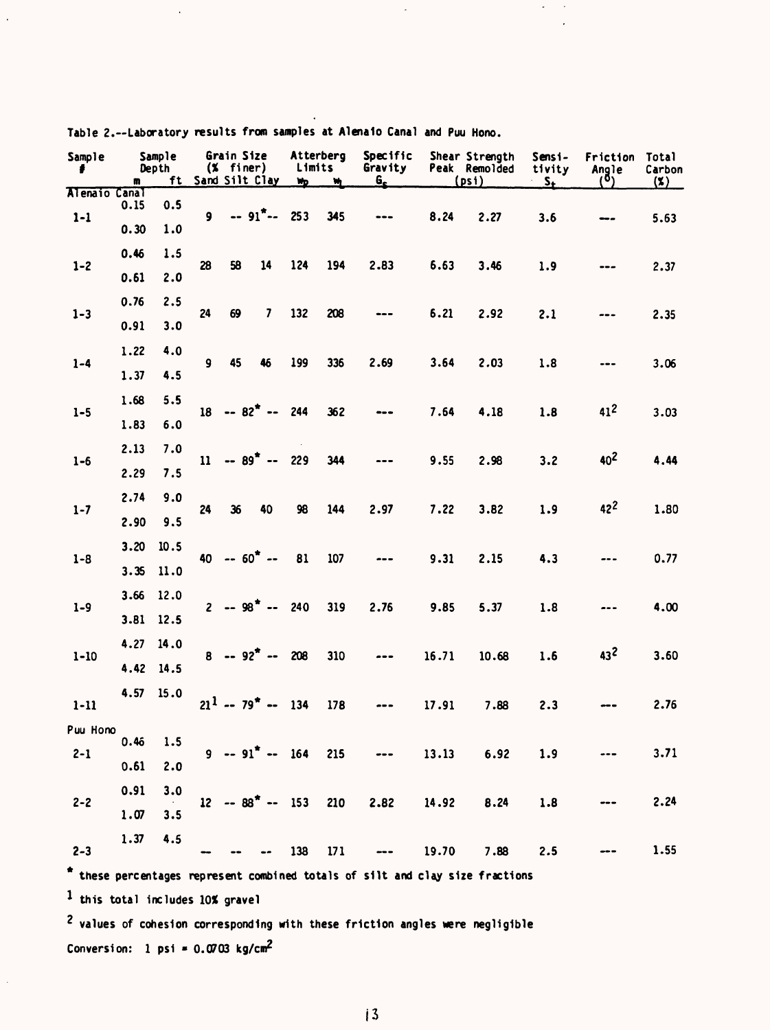Table 2.--Laboratory results from samples at Alenaio Canal and Puu Hono.

| Sample # | Sample Depth m | Sample Depth ft | Grain Size (% finer) Sand | Silt | Clay | Atterberg Limits $w_p$ | $w_L$ | Specific Gravity $G_s$ | Shear Strength (psi) Peak | Remolded | Sensitivity $S_t$ | Friction Angle (°) | Total Carbon (%) |
|---|---|---|---|---|---|---|---|---|---|---|---|---|---|
| **Alenaio Canal** | | | | | | | | | | | | | |
| 1-1 | 0.15<br>0.30 | 0.5<br>1.0 | 9 | -- 91* -- | | 253 | 345 | --- | 8.24 | 2.27 | 3.6 | --- | 5.63 |
| 1-2 | 0.46<br>0.61 | 1.5<br>2.0 | 28 | 58 | 14 | 124 | 194 | 2.83 | 6.63 | 3.46 | 1.9 | --- | 2.37 |
| 1-3 | 0.76<br>0.91 | 2.5<br>3.0 | 24 | 69 | 7 | 132 | 208 | --- | 6.21 | 2.92 | 2.1 | --- | 2.35 |
| 1-4 | 1.22<br>1.37 | 4.0<br>4.5 | 9 | 45 | 46 | 199 | 336 | 2.69 | 3.64 | 2.03 | 1.8 | --- | 3.06 |
| 1-5 | 1.68<br>1.83 | 5.5<br>6.0 | 18 | -- 82* -- | | 244 | 362 | --- | 7.64 | 4.18 | 1.8 | 41[2] | 3.03 |
| 1-6 | 2.13<br>2.29 | 7.0<br>7.5 | 11 | -- 89* -- | | 229 | 344 | --- | 9.55 | 2.98 | 3.2 | 40[2] | 4.44 |
| 1-7 | 2.74<br>2.90 | 9.0<br>9.5 | 24 | 36 | 40 | 98 | 144 | 2.97 | 7.22 | 3.82 | 1.9 | 42[2] | 1.80 |
| 1-8 | 3.20<br>3.35 | 10.5<br>11.0 | 40 | -- 60* -- | | 81 | 107 | --- | 9.31 | 2.15 | 4.3 | --- | 0.77 |
| 1-9 | 3.66<br>3.81 | 12.0<br>12.5 | 2 | -- 98* -- | | 240 | 319 | 2.76 | 9.85 | 5.37 | 1.8 | --- | 4.00 |
| 1-10 | 4.27<br>4.42 | 14.0<br>14.5 | 8 | -- 92* -- | | 208 | 310 | --- | 16.71 | 10.68 | 1.6 | 43[2] | 3.60 |
| 1-11 | 4.57 | 15.0 | 21[1] | -- 79* -- | | 134 | 178 | --- | 17.91 | 7.88 | 2.3 | --- | 2.76 |
| **Puu Hono** | | | | | | | | | | | | | |
| 2-1 | 0.46<br>0.61 | 1.5<br>2.0 | 9 | -- 91* -- | | 164 | 215 | --- | 13.13 | 6.92 | 1.9 | --- | 3.71 |
| 2-2 | 0.91<br>1.07 | 3.0<br>3.5 | 12 | -- 88* -- | | 153 | 210 | 2.82 | 14.92 | 8.24 | 1.8 | --- | 2.24 |
| 2-3 | 1.37 | 4.5 | -- | -- | -- | 138 | 171 | --- | 19.70 | 7.88 | 2.5 | --- | 1.55 |

\* these percentages represent combined totals of silt and clay size fractions

[1] this total includes 10% gravel

[2] values of cohesion corresponding with these friction angles were negligible

Conversion: 1 psi = 0.0703 kg/cm$^2$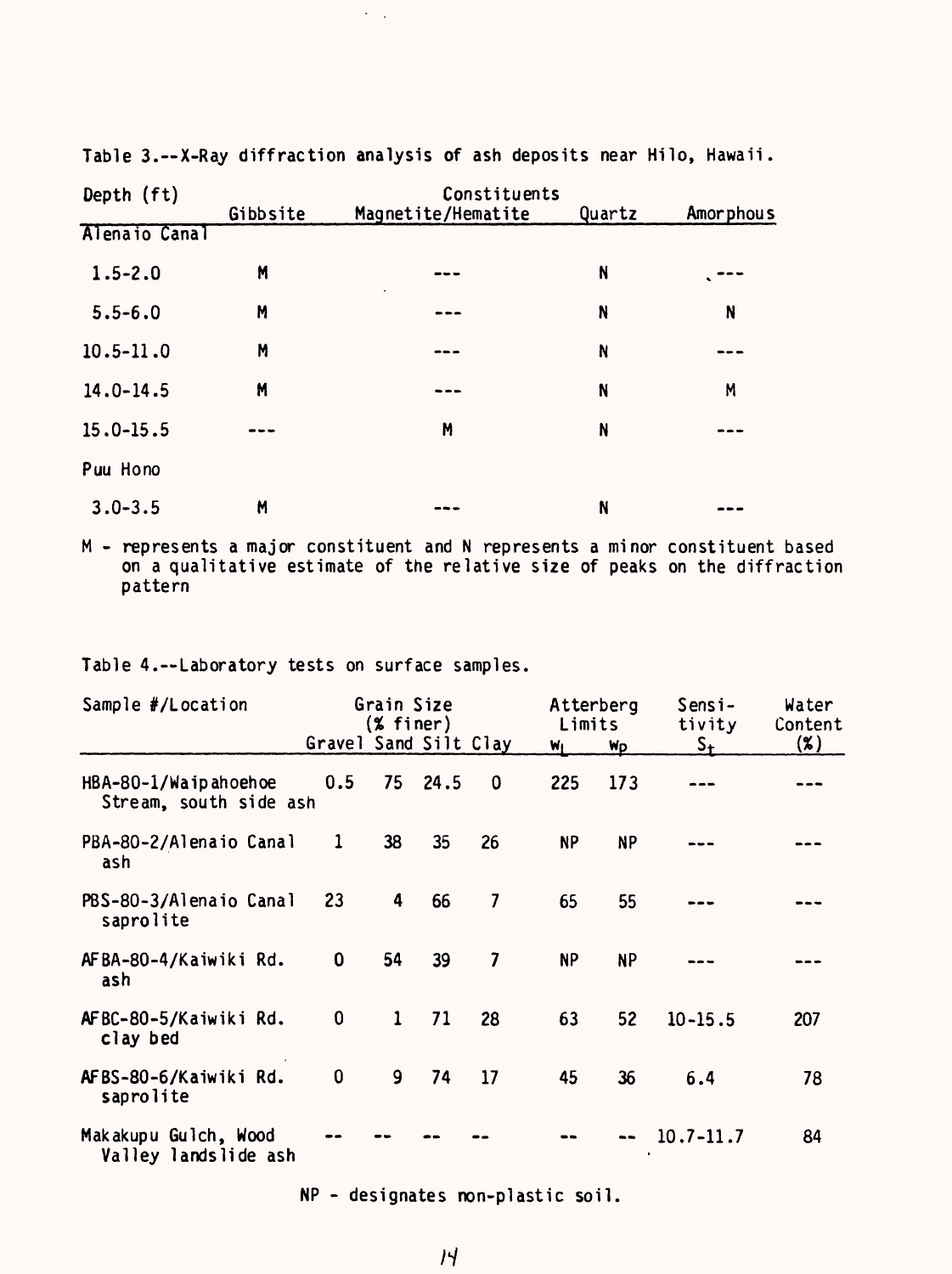Table 3.--X-Ray diffraction analysis of ash deposits near Hilo, Hawaii.

| Depth (ft) | Constituents | | | |
|---|---|---|---|---|
| | Gibbsite | Magnetite/Hematite | Quartz | Amorphous |
| Alenaio Canal | | | | |
| 1.5-2.0 | M | --- | N | --- |
| 5.5-6.0 | M | --- | N | N |
| 10.5-11.0 | M | --- | N | --- |
| 14.0-14.5 | M | --- | N | M |
| 15.0-15.5 | --- | M | N | --- |
| Puu Hono | | | | |
| 3.0-3.5 | M | --- | N | --- |

M - represents a major constituent and N represents a minor constituent based on a qualitative estimate of the relative size of peaks on the diffraction pattern

Table 4.--Laboratory tests on surface samples.

| Sample #/Location | Grain Size (% finer) | | | | Atterberg Limits | | Sensitivity | Water Content |
|---|---|---|---|---|---|---|---|---|
| | Gravel | Sand | Silt | Clay | $w_L$ | $w_P$ | $S_t$ | (%) |
| HBA-80-1/Waipahoehoe Stream, south side ash | 0.5 | 75 | 24.5 | 0 | 225 | 173 | --- | --- |
| PBA-80-2/Alenaio Canal ash | 1 | 38 | 35 | 26 | NP | NP | --- | --- |
| PBS-80-3/Alenaio Canal saprolite | 23 | 4 | 66 | 7 | 65 | 55 | --- | --- |
| AFBA-80-4/Kaiwiki Rd. ash | 0 | 54 | 39 | 7 | NP | NP | --- | --- |
| AFBC-80-5/Kaiwiki Rd. clay bed | 0 | 1 | 71 | 28 | 63 | 52 | 10-15.5 | 207 |
| AFBS-80-6/Kaiwiki Rd. saprolite | 0 | 9 | 74 | 17 | 45 | 36 | 6.4 | 78 |
| Makakupu Gulch, Wood Valley landslide ash | -- | -- | -- | -- | -- | -- | 10.7-11.7 | 84 |

NP - designates non-plastic soil.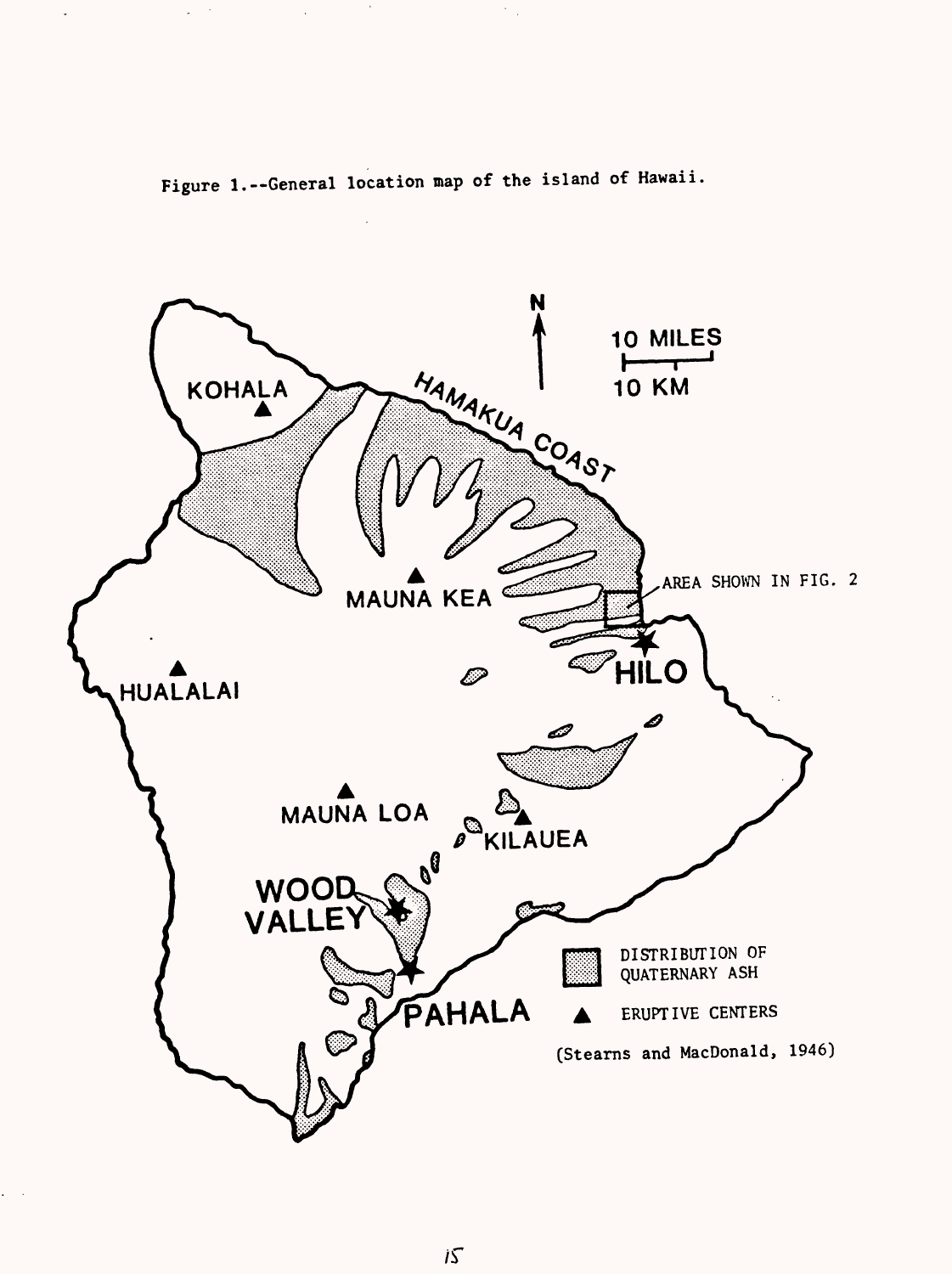Figure 1.--General location map of the island of Hawaii.

N

10 MILES

10 KM

KOHALA

HAMAKUA COAST

MAUNA KEA

AREA SHOWN IN FIG. 2

HILO

HUALALAI

MAUNA LOA

KILAUEA

WOOD VALLEY

PAHALA

DISTRIBUTION OF QUATERNARY ASH

ERUPTIVE CENTERS

(Stearns and MacDonald, 1946)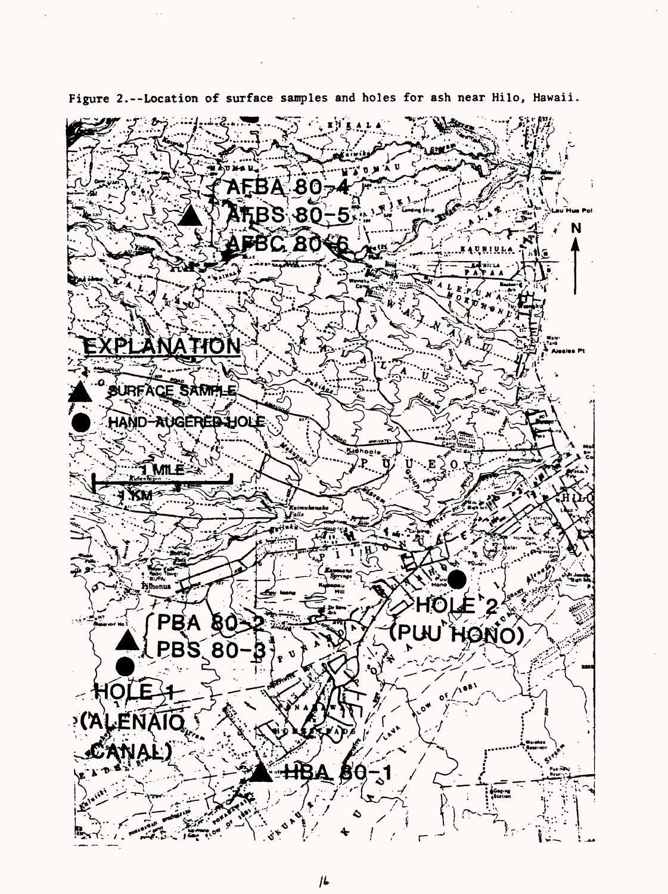Figure 2.--Location of surface samples and holes for ash near Hilo, Hawaii.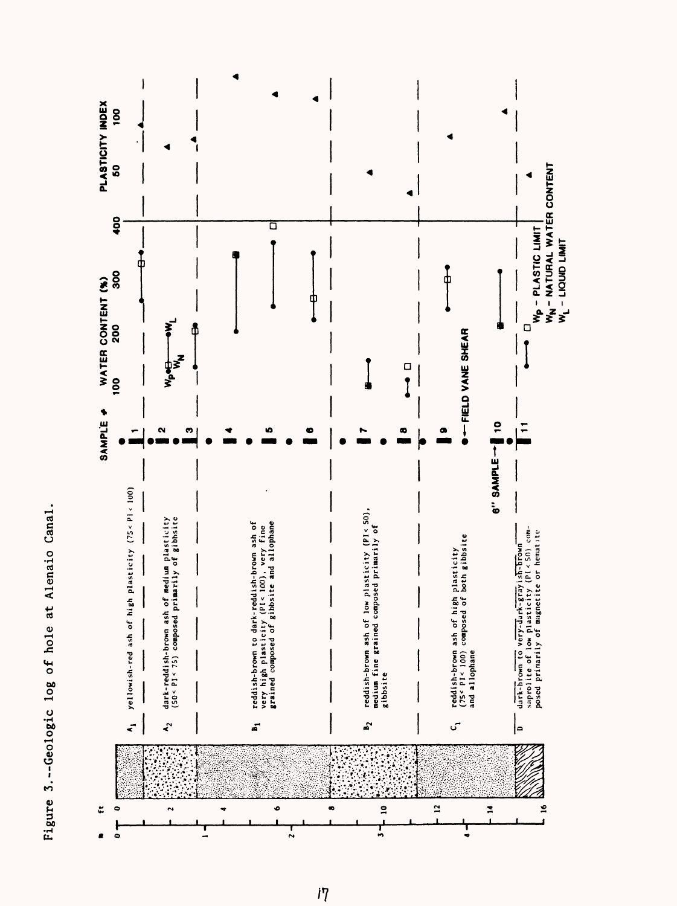Figure 3.--Geologic log of hole at Alenaio Canal.

| Unit | Description |
| --- | --- |
| $A_1$ | yellowish-red ash of high plasticity (75< PI < 100) |
| $A_2$ | dark-reddish-brown ash of medium plasticity (50< PI < 75) composed primarily of gibbsite |
| $B_1$ | reddish-brown to dark-reddish-brown ash of very high plasticity (PI< 100), very fine grained composed of gibbsite and allophane |
| $B_2$ | reddish-brown ash of low plasticity (PI< 50), medium fine grained composed primarily of gibbsite |
| $C_1$ | reddish-brown ash of high plasticity (75< PI< 100) composed of both gibbsite and allophane |
| D | dark-brown to very-dark-grayish-brown saprolite of low plasticity (PI < 50) composed primarily of magnetite or hematite |

SAMPLE ● FIELD VANE SHEAR

6" SAMPLE

$W_P$ - PLASTIC LIMIT
$W_N$ - NATURAL WATER CONTENT
$W_L$ - LIQUID LIMIT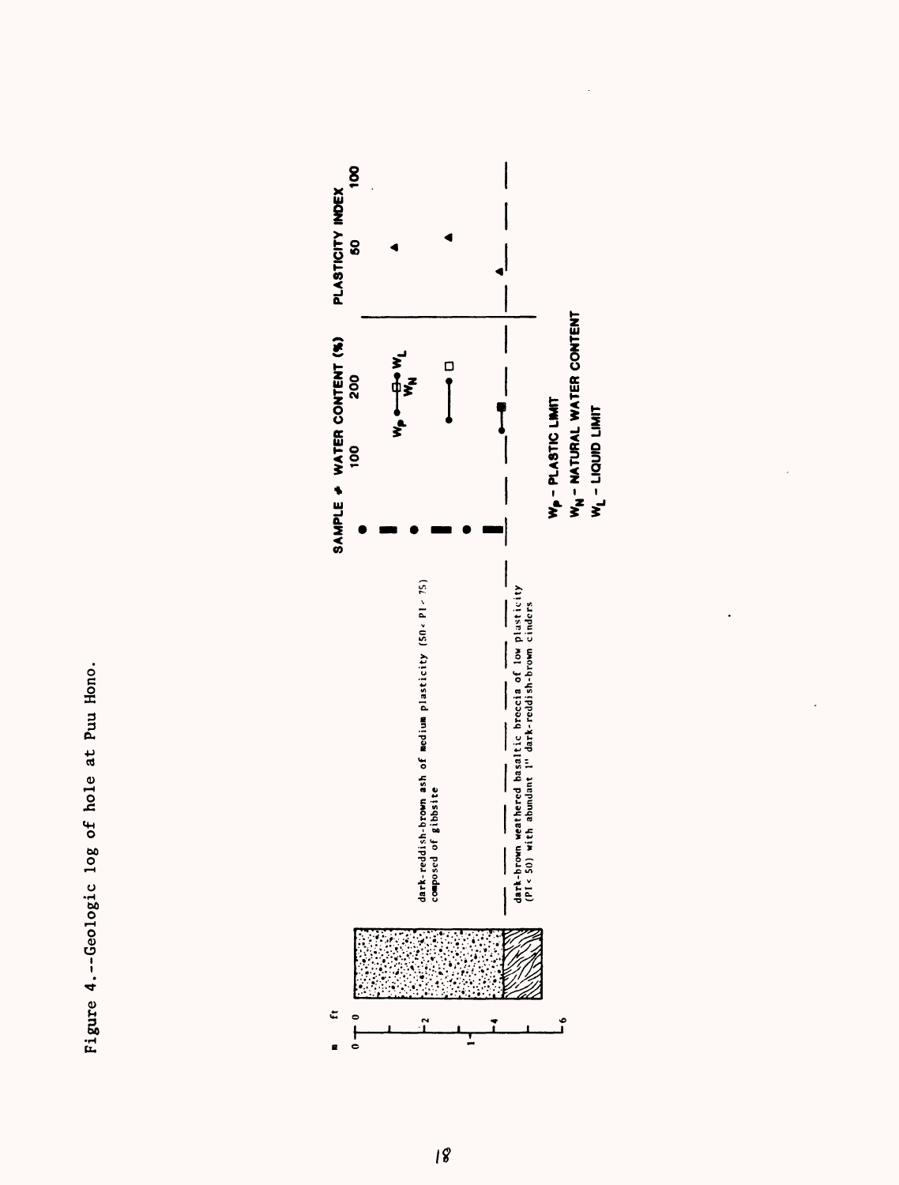Figure 4.--Geologic log of hole at Puu Hono.

m ft

0 0

2

1

4

6

dark-reddish-brown ash of medium plasticity (50 < PI < 75) composed of gibbsite

dark-brown weathered basaltic breccia of low plasticity (PI < 50) with abundant 1" dark-reddish-brown cinders

SAMPLE # WATER CONTENT (%) 100 200

PLASTICITY INDEX 50 100

$W_P$ $W_N$ $W_L$

$W_P$ - PLASTIC LIMIT

$W_N$ - NATURAL WATER CONTENT

$W_L$ - LIQUID LIMIT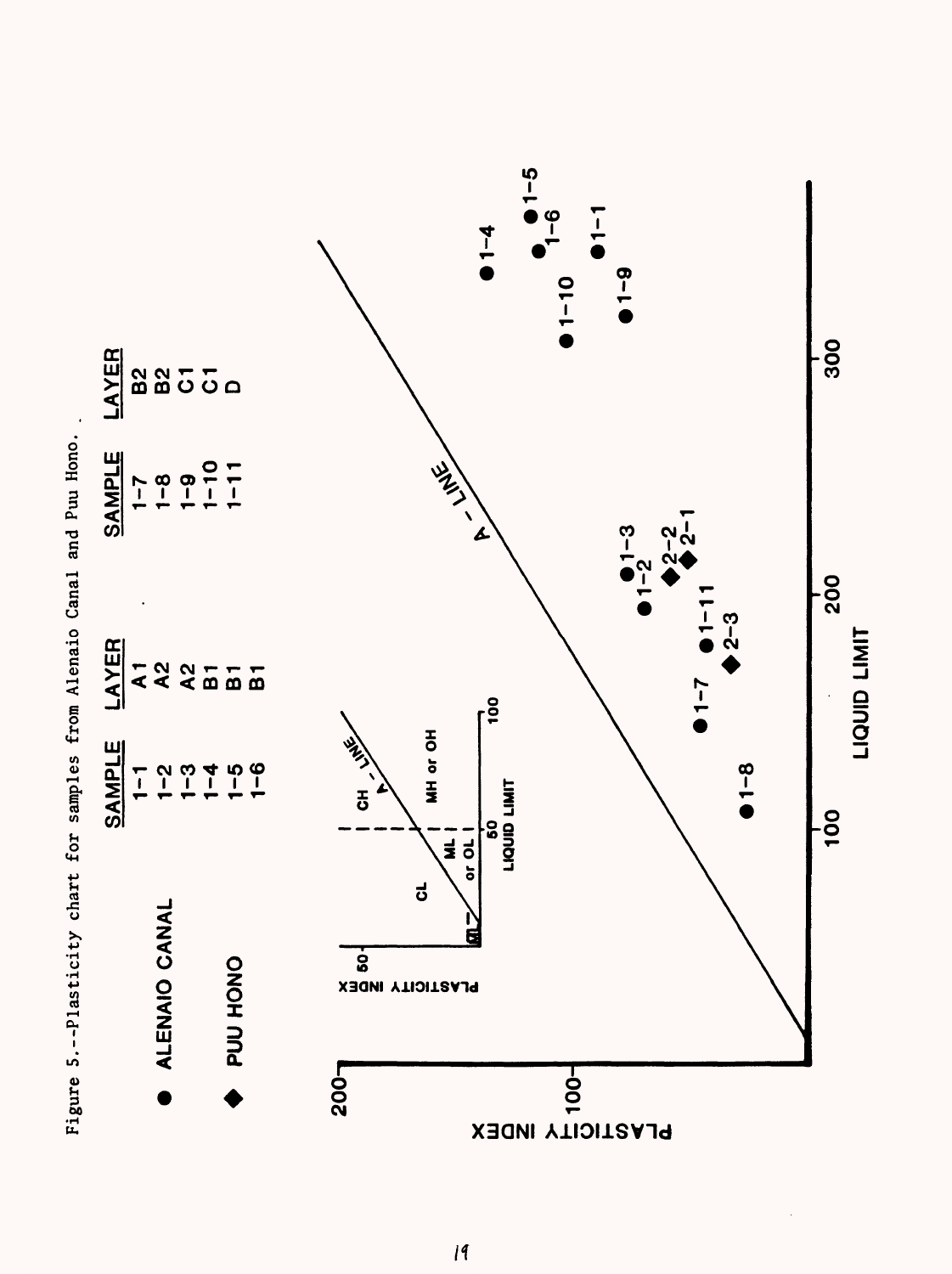Figure 5.--Plasticity chart for samples from Alenaio Canal and Puu Hono.

● ALENAIO CANAL

◆ PUU HONO

| SAMPLE | LAYER | SAMPLE | LAYER |
|---|---|---|---|
| 1-1 | A1 | 1-7 | B2 |
| 1-2 | A2 | 1-8 | B2 |
| 1-3 | A2 | 1-9 | C1 |
| 1-4 | B1 | 1-10 | C1 |
| 1-5 | B1 | 1-11 | D |
| 1-6 | B1 | | |

PLASTICITY INDEX

LIQUID LIMIT

200

100

300

A - LINE

1-1, 1-2, 1-3, 1-4, 1-5, 1-6, 1-7, 1-8, 1-9, 1-10, 1-11, 2-1, 2-2, 2-3

PLASTICITY INDEX

50

LIQUID LIMIT

50

100

CL

CH

ML or OL

MH or OH

CL-ML

A - LINE